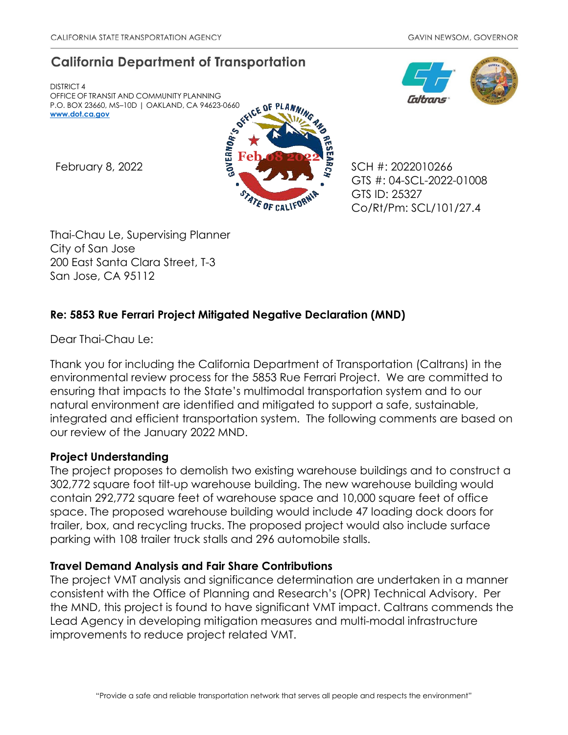CALIFORNIA STATE TRANSPORTATION AGENCY GAVIN NEWSOM, GOVERNOR

# California Department of Transportation

DISTRICT 4
OFFICE OF TRANSIT AND COMMUNITY PLANNING
P.O. BOX 23660, MS–10D | OAKLAND, CA 94623-0660
**www.dot.ca.gov**

February 8, 2022

SCH #: 2022010266
GTS #: 04-SCL-2022-01008
GTS ID: 25327
Co/Rt/Pm: SCL/101/27.4

Thai-Chau Le, Supervising Planner
City of San Jose
200 East Santa Clara Street, T-3
San Jose, CA 95112

**Re: 5853 Rue Ferrari Project Mitigated Negative Declaration (MND)**

Dear Thai-Chau Le:

Thank you for including the California Department of Transportation (Caltrans) in the environmental review process for the 5853 Rue Ferrari Project. We are committed to ensuring that impacts to the State's multimodal transportation system and to our natural environment are identified and mitigated to support a safe, sustainable, integrated and efficient transportation system. The following comments are based on our review of the January 2022 MND.

**Project Understanding**

The project proposes to demolish two existing warehouse buildings and to construct a 302,772 square foot tilt-up warehouse building. The new warehouse building would contain 292,772 square feet of warehouse space and 10,000 square feet of office space. The proposed warehouse building would include 47 loading dock doors for trailer, box, and recycling trucks. The proposed project would also include surface parking with 108 trailer truck stalls and 296 automobile stalls.

**Travel Demand Analysis and Fair Share Contributions**

The project VMT analysis and significance determination are undertaken in a manner consistent with the Office of Planning and Research's (OPR) Technical Advisory. Per the MND, this project is found to have significant VMT impact. Caltrans commends the Lead Agency in developing mitigation measures and multi-modal infrastructure improvements to reduce project related VMT.

"Provide a safe and reliable transportation network that serves all people and respects the environment"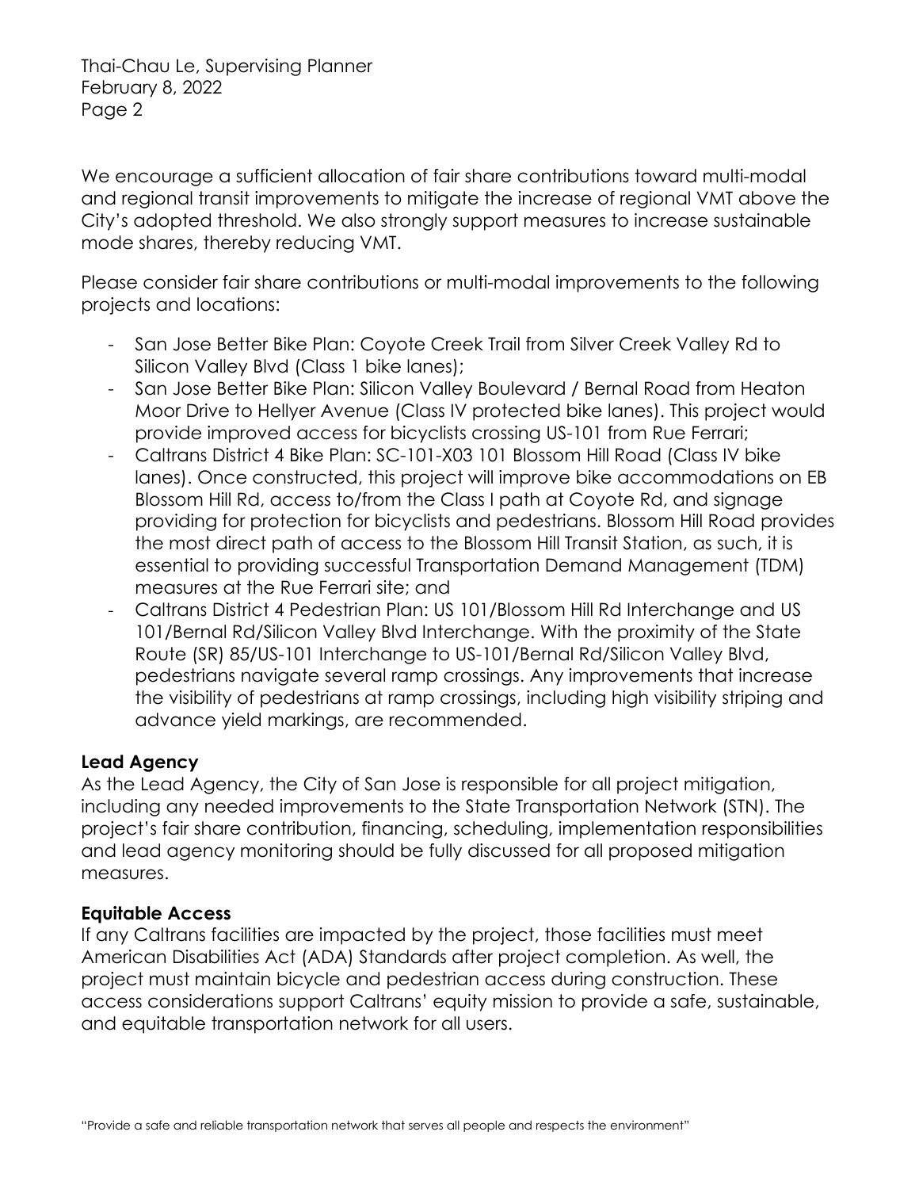We encourage a sufficient allocation of fair share contributions toward multi-modal and regional transit improvements to mitigate the increase of regional VMT above the City's adopted threshold. We also strongly support measures to increase sustainable mode shares, thereby reducing VMT.

Please consider fair share contributions or multi-modal improvements to the following projects and locations:

- San Jose Better Bike Plan: Coyote Creek Trail from Silver Creek Valley Rd to Silicon Valley Blvd (Class 1 bike lanes);
- San Jose Better Bike Plan: Silicon Valley Boulevard / Bernal Road from Heaton Moor Drive to Hellyer Avenue (Class IV protected bike lanes). This project would provide improved access for bicyclists crossing US-101 from Rue Ferrari;
- Caltrans District 4 Bike Plan: SC-101-X03 101 Blossom Hill Road (Class IV bike lanes). Once constructed, this project will improve bike accommodations on EB Blossom Hill Rd, access to/from the Class I path at Coyote Rd, and signage providing for protection for bicyclists and pedestrians. Blossom Hill Road provides the most direct path of access to the Blossom Hill Transit Station, as such, it is essential to providing successful Transportation Demand Management (TDM) measures at the Rue Ferrari site; and
- Caltrans District 4 Pedestrian Plan: US 101/Blossom Hill Rd Interchange and US 101/Bernal Rd/Silicon Valley Blvd Interchange. With the proximity of the State Route (SR) 85/US-101 Interchange to US-101/Bernal Rd/Silicon Valley Blvd, pedestrians navigate several ramp crossings. Any improvements that increase the visibility of pedestrians at ramp crossings, including high visibility striping and advance yield markings, are recommended.

**Lead Agency**

As the Lead Agency, the City of San Jose is responsible for all project mitigation, including any needed improvements to the State Transportation Network (STN). The project's fair share contribution, financing, scheduling, implementation responsibilities and lead agency monitoring should be fully discussed for all proposed mitigation measures.

**Equitable Access**

If any Caltrans facilities are impacted by the project, those facilities must meet American Disabilities Act (ADA) Standards after project completion. As well, the project must maintain bicycle and pedestrian access during construction. These access considerations support Caltrans' equity mission to provide a safe, sustainable, and equitable transportation network for all users.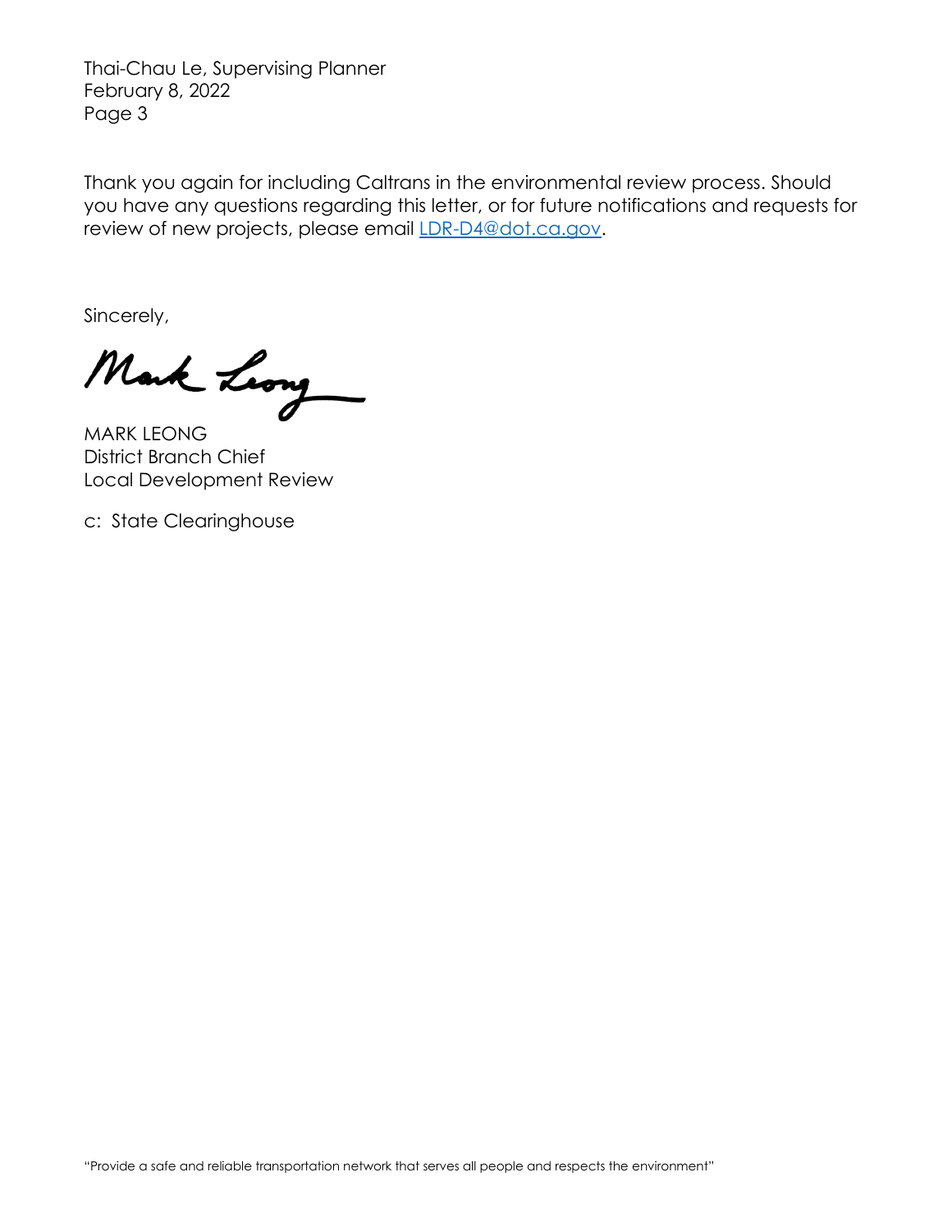Thank you again for including Caltrans in the environmental review process. Should you have any questions regarding this letter, or for future notifications and requests for review of new projects, please email [LDR-D4@dot.ca.gov](mailto:LDR-D4@dot.ca.gov).

Sincerely,

MARK LEONG
District Branch Chief
Local Development Review

c: State Clearinghouse